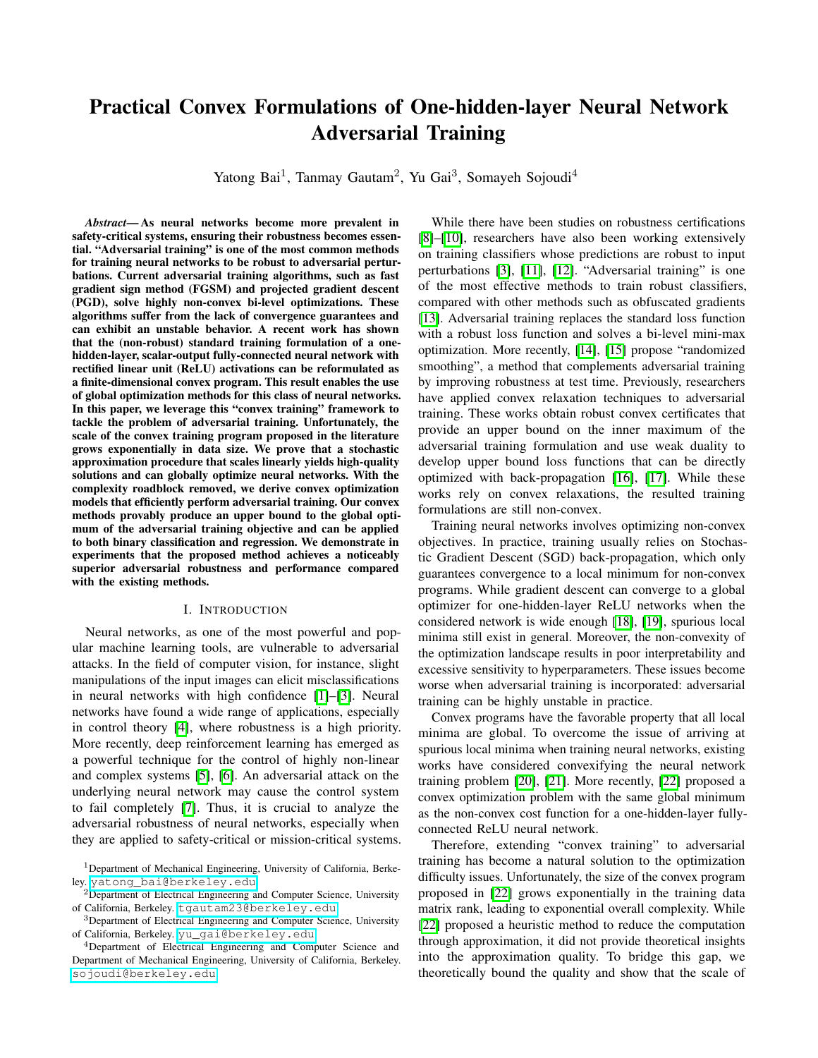# Practical Convex Formulations of One-hidden-layer Neural Network Adversarial Training

Yatong Bai[1], Tanmay Gautam[2], Yu Gai[3], Somayeh Sojoudi[4]

***Abstract*— As neural networks become more prevalent in safety-critical systems, ensuring their robustness becomes essential. "Adversarial training" is one of the most common methods for training neural networks to be robust to adversarial perturbations. Current adversarial training algorithms, such as fast gradient sign method (FGSM) and projected gradient descent (PGD), solve highly non-convex bi-level optimizations. These algorithms suffer from the lack of convergence guarantees and can exhibit an unstable behavior. A recent work has shown that the (non-robust) standard training formulation of a one-hidden-layer, scalar-output fully-connected neural network with rectified linear unit (ReLU) activations can be reformulated as a finite-dimensional convex program. This result enables the use of global optimization methods for this class of neural networks. In this paper, we leverage this "convex training" framework to tackle the problem of adversarial training. Unfortunately, the scale of the convex training program proposed in the literature grows exponentially in data size. We prove that a stochastic approximation procedure that scales linearly yields high-quality solutions and can globally optimize neural networks. With the complexity roadblock removed, we derive convex optimization models that efficiently perform adversarial training. Our convex methods provably produce an upper bound to the global optimum of the adversarial training objective and can be applied to both binary classification and regression. We demonstrate in experiments that the proposed method achieves a noticeably superior adversarial robustness and performance compared with the existing methods.**

## I. Introduction

Neural networks, as one of the most powerful and popular machine learning tools, are vulnerable to adversarial attacks. In the field of computer vision, for instance, slight manipulations of the input images can elicit misclassifications in neural networks with high confidence [1]–[3]. Neural networks have found a wide range of applications, especially in control theory [4], where robustness is a high priority. More recently, deep reinforcement learning has emerged as a powerful technique for the control of highly non-linear and complex systems [5], [6]. An adversarial attack on the underlying neural network may cause the control system to fail completely [7]. Thus, it is crucial to analyze the adversarial robustness of neural networks, especially when they are applied to safety-critical or mission-critical systems.

While there have been studies on robustness certifications [8]–[10], researchers have also been working extensively on training classifiers whose predictions are robust to input perturbations [3], [11], [12]. "Adversarial training" is one of the most effective methods to train robust classifiers, compared with other methods such as obfuscated gradients [13]. Adversarial training replaces the standard loss function with a robust loss function and solves a bi-level mini-max optimization. More recently, [14], [15] propose "randomized smoothing", a method that complements adversarial training by improving robustness at test time. Previously, researchers have applied convex relaxation techniques to adversarial training. These works obtain robust convex certificates that provide an upper bound on the inner maximum of the adversarial training formulation and use weak duality to develop upper bound loss functions that can be directly optimized with back-propagation [16], [17]. While these works rely on convex relaxations, the resulted training formulations are still non-convex.

Training neural networks involves optimizing non-convex objectives. In practice, training usually relies on Stochastic Gradient Descent (SGD) back-propagation, which only guarantees convergence to a local minimum for non-convex programs. While gradient descent can converge to a global optimizer for one-hidden-layer ReLU networks when the considered network is wide enough [18], [19], spurious local minima still exist in general. Moreover, the non-convexity of the optimization landscape results in poor interpretability and excessive sensitivity to hyperparameters. These issues become worse when adversarial training is incorporated: adversarial training can be highly unstable in practice.

Convex programs have the favorable property that all local minima are global. To overcome the issue of arriving at spurious local minima when training neural networks, existing works have considered convexifying the neural network training problem [20], [21]. More recently, [22] proposed a convex optimization problem with the same global minimum as the non-convex cost function for a one-hidden-layer fully-connected ReLU neural network.

Therefore, extending "convex training" to adversarial training has become a natural solution to the optimization difficulty issues. Unfortunately, the size of the convex program proposed in [22] grows exponentially in the training data matrix rank, leading to exponential overall complexity. While [22] proposed a heuristic method to reduce the computation through approximation, it did not provide theoretical insights into the approximation quality. To bridge this gap, we theoretically bound the quality and show that the scale of

[1]Department of Mechanical Engineering, University of California, Berkeley. yatong_bai@berkeley.edu

[2]Department of Electrical Engineering and Computer Science, University of California, Berkeley. tgautam23@berkeley.edu

[3]Department of Electrical Engineering and Computer Science, University of California, Berkeley. yu_gai@berkeley.edu

[4]Department of Electrical Engineering and Computer Science and Department of Mechanical Engineering, University of California, Berkeley. sojoudi@berkeley.edu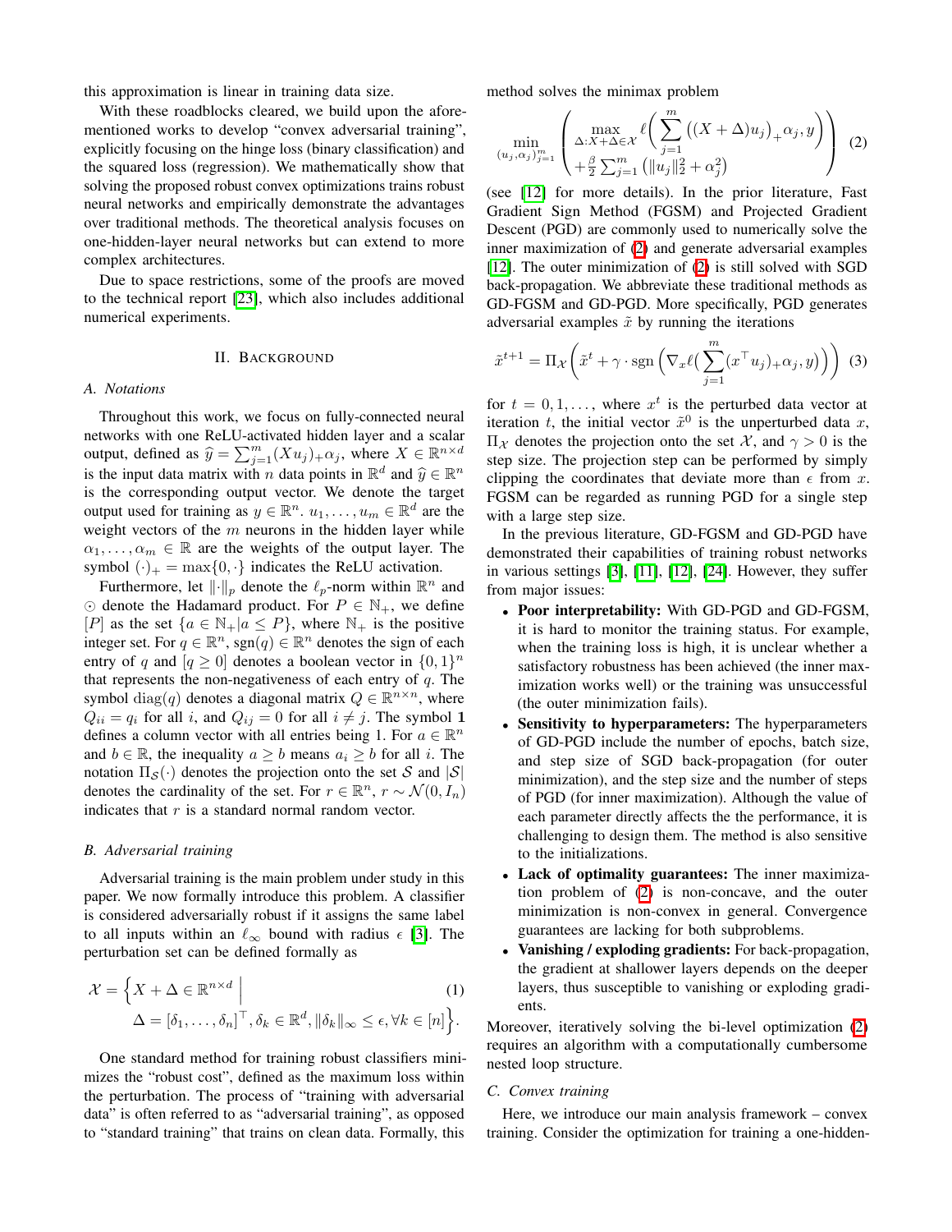this approximation is linear in training data size.

With these roadblocks cleared, we build upon the aforementioned works to develop "convex adversarial training", explicitly focusing on the hinge loss (binary classification) and the squared loss (regression). We mathematically show that solving the proposed robust convex optimizations trains robust neural networks and empirically demonstrate the advantages over traditional methods. The theoretical analysis focuses on one-hidden-layer neural networks but can extend to more complex architectures.

Due to space restrictions, some of the proofs are moved to the technical report [23], which also includes additional numerical experiments.

## II. Background

### A. Notations

Throughout this work, we focus on fully-connected neural networks with one ReLU-activated hidden layer and a scalar output, defined as $\widehat{y} = \sum_{j=1}^{m} (Xu_j)_+ \alpha_j$, where $X \in \mathbb{R}^{n \times d}$ is the input data matrix with $n$ data points in $\mathbb{R}^d$ and $\widehat{y} \in \mathbb{R}^n$ is the corresponding output vector. We denote the target output used for training as $y \in \mathbb{R}^n$. $u_1, \ldots, u_m \in \mathbb{R}^d$ are the weight vectors of the $m$ neurons in the hidden layer while $\alpha_1, \ldots, \alpha_m \in \mathbb{R}$ are the weights of the output layer. The symbol $(\cdot)_+ = \max\{0, \cdot\}$ indicates the ReLU activation.

Furthermore, let $\|\cdot\|_p$ denote the $\ell_p$-norm within $\mathbb{R}^n$ and $\odot$ denote the Hadamard product. For $P \in \mathbb{N}_+$, we define $[P]$ as the set $\{a \in \mathbb{N}_+ | a \leq P\}$, where $\mathbb{N}_+$ is the positive integer set. For $q \in \mathbb{R}^n$, $\text{sgn}(q) \in \mathbb{R}^n$ denotes the sign of each entry of $q$ and $[q \geq 0]$ denotes a boolean vector in $\{0,1\}^n$ that represents the non-negativeness of each entry of $q$. The symbol $\text{diag}(q)$ denotes a diagonal matrix $Q \in \mathbb{R}^{n \times n}$, where $Q_{ii} = q_i$ for all $i$, and $Q_{ij} = 0$ for all $i \neq j$. The symbol $\mathbf{1}$ defines a column vector with all entries being 1. For $a \in \mathbb{R}^n$ and $b \in \mathbb{R}$, the inequality $a \geq b$ means $a_i \geq b$ for all $i$. The notation $\Pi_{\mathcal{S}}(\cdot)$ denotes the projection onto the set $\mathcal{S}$ and $|\mathcal{S}|$ denotes the cardinality of the set. For $r \in \mathbb{R}^n$, $r \sim \mathcal{N}(0, I_n)$ indicates that $r$ is a standard normal random vector.

### B. Adversarial training

Adversarial training is the main problem under study in this paper. We now formally introduce this problem. A classifier is considered adversarially robust if it assigns the same label to all inputs within an $\ell_\infty$ bound with radius $\epsilon$ [3]. The perturbation set can be defined formally as

$$\mathcal{X} = \Big\{ X + \Delta \in \mathbb{R}^{n \times d} \;\Big|\; \Delta = [\delta_1, \ldots, \delta_n]^\top, \delta_k \in \mathbb{R}^d, \|\delta_k\|_\infty \leq \epsilon, \forall k \in [n] \Big\}. \tag{1}$$

One standard method for training robust classifiers minimizes the "robust cost", defined as the maximum loss within the perturbation. The process of "training with adversarial data" is often referred to as "adversarial training", as opposed to "standard training" that trains on clean data. Formally, this method solves the minimax problem

$$\min_{(u_j, \alpha_j)_{j=1}^m} \left( \begin{array}{l} \max\limits_{\Delta: X+\Delta \in \mathcal{X}} \ell\Big( \sum\limits_{j=1}^{m} \big((X+\Delta)u_j\big)_+ \alpha_j, y \Big) \\ + \frac{\beta}{2} \sum_{j=1}^{m} \left( \|u_j\|_2^2 + \alpha_j^2 \right) \end{array} \right) \tag{2}$$

(see [12] for more details). In the prior literature, Fast Gradient Sign Method (FGSM) and Projected Gradient Descent (PGD) are commonly used to numerically solve the inner maximization of (2) and generate adversarial examples [12]. The outer minimization of (2) is still solved with SGD back-propagation. We abbreviate these traditional methods as GD-FGSM and GD-PGD. More specifically, PGD generates adversarial examples $\tilde{x}$ by running the iterations

$$\tilde{x}^{t+1} = \Pi_{\mathcal{X}} \left( \tilde{x}^t + \gamma \cdot \text{sgn}\left( \nabla_x \ell\big( \sum_{j=1}^{m} (x^\top u_j)_+ \alpha_j, y \big) \right) \right) \tag{3}$$

for $t = 0, 1, \ldots$, where $x^t$ is the perturbed data vector at iteration $t$, the initial vector $\tilde{x}^0$ is the unperturbed data $x$, $\Pi_{\mathcal{X}}$ denotes the projection onto the set $\mathcal{X}$, and $\gamma > 0$ is the step size. The projection step can be performed by simply clipping the coordinates that deviate more than $\epsilon$ from $x$. FGSM can be regarded as running PGD for a single step with a large step size.

In the previous literature, GD-FGSM and GD-PGD have demonstrated their capabilities of training robust networks in various settings [3], [11], [12], [24]. However, they suffer from major issues:

- **Poor interpretability:** With GD-PGD and GD-FGSM, it is hard to monitor the training status. For example, when the training loss is high, it is unclear whether a satisfactory robustness has been achieved (the inner maximization works well) or the training was unsuccessful (the outer minimization fails).
- **Sensitivity to hyperparameters:** The hyperparameters of GD-PGD include the number of epochs, batch size, and step size of SGD back-propagation (for outer minimization), and the step size and the number of steps of PGD (for inner maximization). Although the value of each parameter directly affects the the performance, it is challenging to design them. The method is also sensitive to the initializations.
- **Lack of optimality guarantees:** The inner maximization problem of (2) is non-concave, and the outer minimization is non-convex in general. Convergence guarantees are lacking for both subproblems.
- **Vanishing / exploding gradients:** For back-propagation, the gradient at shallower layers depends on the deeper layers, thus susceptible to vanishing or exploding gradients.

Moreover, iteratively solving the bi-level optimization (2) requires an algorithm with a computationally cumbersome nested loop structure.

### C. Convex training

Here, we introduce our main analysis framework – convex training. Consider the optimization for training a one-hidden-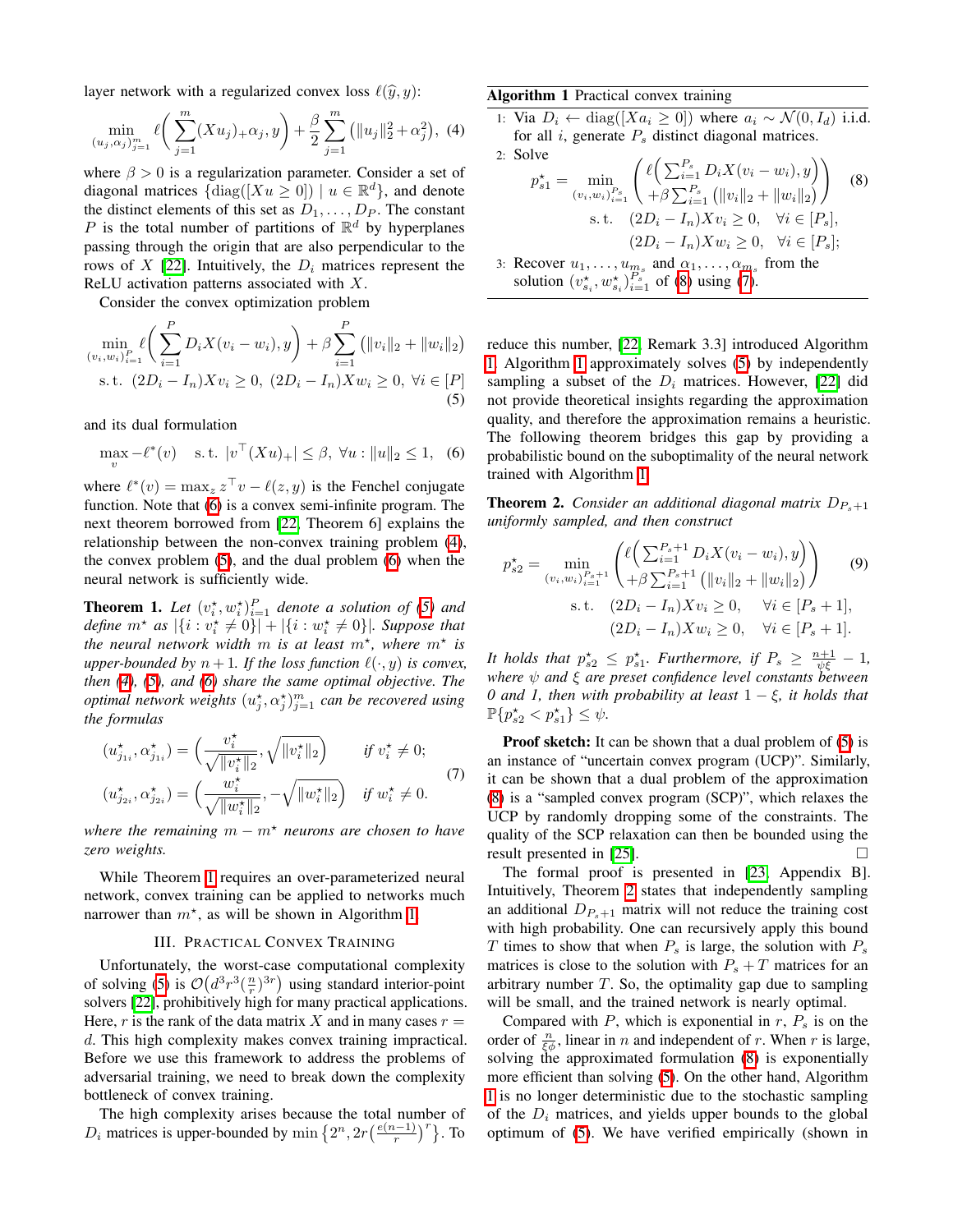layer network with a regularized convex loss $\ell(\widehat{y}, y)$:

$$\min_{(u_j,\alpha_j)_{j=1}^m} \ell\bigg( \sum_{j=1}^m (Xu_j)_+ \alpha_j, y \bigg) + \frac{\beta}{2} \sum_{j=1}^m \big( \|u_j\|_2^2 + \alpha_j^2 \big), \quad (4)$$

where $\beta > 0$ is a regularization parameter. Consider a set of diagonal matrices $\{\text{diag}([Xu \geq 0]) \mid u \in \mathbb{R}^d\}$, and denote the distinct elements of this set as $D_1, \dots, D_P$. The constant $P$ is the total number of partitions of $\mathbb{R}^d$ by hyperplanes passing through the origin that are also perpendicular to the rows of $X$ [22]. Intuitively, the $D_i$ matrices represent the ReLU activation patterns associated with $X$.

Consider the convex optimization problem

$$\begin{aligned} \min_{(v_i,w_i)_{i=1}^P} \ & \ell\bigg( \sum_{i=1}^P D_i X (v_i - w_i), y \bigg) + \beta \sum_{i=1}^P \big( \|v_i\|_2 + \|w_i\|_2 \big) \\ \text{s. t.} \ & (2D_i - I_n) X v_i \geq 0, \ (2D_i - I_n) X w_i \geq 0, \ \forall i \in [P] \end{aligned} \quad (5)$$

and its dual formulation

$$\max_v -\ell^*(v) \quad \text{s. t. } |v^\top (Xu)_+| \leq \beta, \ \forall u : \|u\|_2 \leq 1, \quad (6)$$

where $\ell^*(v) = \max_z z^\top v - \ell(z, y)$ is the Fenchel conjugate function. Note that (6) is a convex semi-infinite program. The next theorem borrowed from [22, Theorem 6] explains the relationship between the non-convex training problem (4), the convex problem (5), and the dual problem (6) when the neural network is sufficiently wide.

**Theorem 1.** *Let $(v_i^\star, w_i^\star)_{i=1}^P$ denote a solution of (5) and define $m^\star$ as $|\{i : v_i^\star \neq 0\}| + |\{i : w_i^\star \neq 0\}|$. Suppose that the neural network width $m$ is at least $m^\star$, where $m^\star$ is upper-bounded by $n+1$. If the loss function $\ell(\cdot, y)$ is convex, then (4), (5), and (6) share the same optimal objective. The optimal network weights $(u_j^\star, \alpha_j^\star)_{j=1}^m$ can be recovered using the formulas*

$$\begin{aligned} (u_{j_{1i}}^\star, \alpha_{j_{1i}}^\star) &= \Big( \frac{v_i^\star}{\sqrt{\|v_i^\star\|_2}}, \sqrt{\|v_i^\star\|_2} \Big) \qquad \text{if } v_i^\star \neq 0; \\ (u_{j_{2i}}^\star, \alpha_{j_{2i}}^\star) &= \Big( \frac{w_i^\star}{\sqrt{\|w_i^\star\|_2}}, -\sqrt{\|w_i^\star\|_2} \Big) \quad \text{if } w_i^\star \neq 0. \end{aligned} \quad (7)$$

*where the remaining $m - m^\star$ neurons are chosen to have zero weights.*

While Theorem 1 requires an over-parameterized neural network, convex training can be applied to networks much narrower than $m^\star$, as will be shown in Algorithm 1.

## III. Practical Convex Training

Unfortunately, the worst-case computational complexity of solving (5) is $\mathcal{O}\big(d^3 r^3 (\frac{n}{r})^{3r}\big)$ using standard interior-point solvers [22], prohibitively high for many practical applications. Here, $r$ is the rank of the data matrix $X$ and in many cases $r = d$. This high complexity makes convex training impractical. Before we use this framework to address the problems of adversarial training, we need to break down the complexity bottleneck of convex training.

The high complexity arises because the total number of $D_i$ matrices is upper-bounded by $\min\big\{2^n, 2r\big(\frac{e(n-1)}{r}\big)^r\big\}$. To reduce this number, [22, Remark 3.3] introduced Algorithm 1. Algorithm 1 approximately solves (5) by independently sampling a subset of the $D_i$ matrices. However, [22] did not provide theoretical insights regarding the approximation quality, and therefore the approximation remains a heuristic. The following theorem bridges this gap by providing a probabilistic bound on the suboptimality of the neural network trained with Algorithm 1.

**Algorithm 1** Practical convex training

1: Via $D_i \leftarrow \text{diag}([Xa_i \geq 0])$ where $a_i \sim \mathcal{N}(0, I_d)$ i.i.d. for all $i$, generate $P_s$ distinct diagonal matrices.

2: Solve

$$\begin{aligned} p_{s1}^\star = \min_{(v_i,w_i)_{i=1}^{P_s}} & \begin{pmatrix} \ell\Big( \sum_{i=1}^{P_s} D_i X (v_i - w_i), y \Big) \\ + \beta \sum_{i=1}^{P_s} \big( \|v_i\|_2 + \|w_i\|_2 \big) \end{pmatrix} \\ \text{s. t.} \quad & (2D_i - I_n) X v_i \geq 0, \quad \forall i \in [P_s], \\ & (2D_i - I_n) X w_i \geq 0, \quad \forall i \in [P_s]; \end{aligned} \quad (8)$$

3: Recover $u_1, \dots, u_{m_s}$ and $\alpha_1, \dots, \alpha_{m_s}$ from the solution $(v_{s_i}^\star, w_{s_i}^\star)_{i=1}^{P_s}$ of (8) using (7).

**Theorem 2.** *Consider an additional diagonal matrix $D_{P_s+1}$ uniformly sampled, and then construct*

$$\begin{aligned} p_{s2}^\star = \min_{(v_i,w_i)_{i=1}^{P_s+1}} & \begin{pmatrix} \ell\Big( \sum_{i=1}^{P_s+1} D_i X (v_i - w_i), y \Big) \\ + \beta \sum_{i=1}^{P_s+1} \big( \|v_i\|_2 + \|w_i\|_2 \big) \end{pmatrix} \\ \text{s. t.} \quad & (2D_i - I_n) X v_i \geq 0, \quad \forall i \in [P_s+1], \\ & (2D_i - I_n) X w_i \geq 0, \quad \forall i \in [P_s+1]. \end{aligned} \quad (9)$$

*It holds that $p_{s2}^\star \leq p_{s1}^\star$. Furthermore, if $P_s \geq \frac{n+1}{\psi \xi} - 1$, where $\psi$ and $\xi$ are preset confidence level constants between 0 and 1, then with probability at least $1 - \xi$, it holds that $\mathbb{P}\{p_{s2}^\star < p_{s1}^\star\} \leq \psi$.*

**Proof sketch:** It can be shown that a dual problem of (5) is an instance of "uncertain convex program (UCP)". Similarly, it can be shown that a dual problem of the approximation (8) is a "sampled convex program (SCP)", which relaxes the UCP by randomly dropping some of the constraints. The quality of the SCP relaxation can then be bounded using the result presented in [25]. ∎

The formal proof is presented in [23, Appendix B]. Intuitively, Theorem 2 states that independently sampling an additional $D_{P_s+1}$ matrix will not reduce the training cost with high probability. One can recursively apply this bound $T$ times to show that when $P_s$ is large, the solution with $P_s$ matrices is close to the solution with $P_s + T$ matrices for an arbitrary number $T$. So, the optimality gap due to sampling will be small, and the trained network is nearly optimal.

Compared with $P$, which is exponential in $r$, $P_s$ is on the order of $\frac{n}{\xi \phi}$, linear in $n$ and independent of $r$. When $r$ is large, solving the approximated formulation (8) is exponentially more efficient than solving (5). On the other hand, Algorithm 1 is no longer deterministic due to the stochastic sampling of the $D_i$ matrices, and yields upper bounds to the global optimum of (5). We have verified empirically (shown in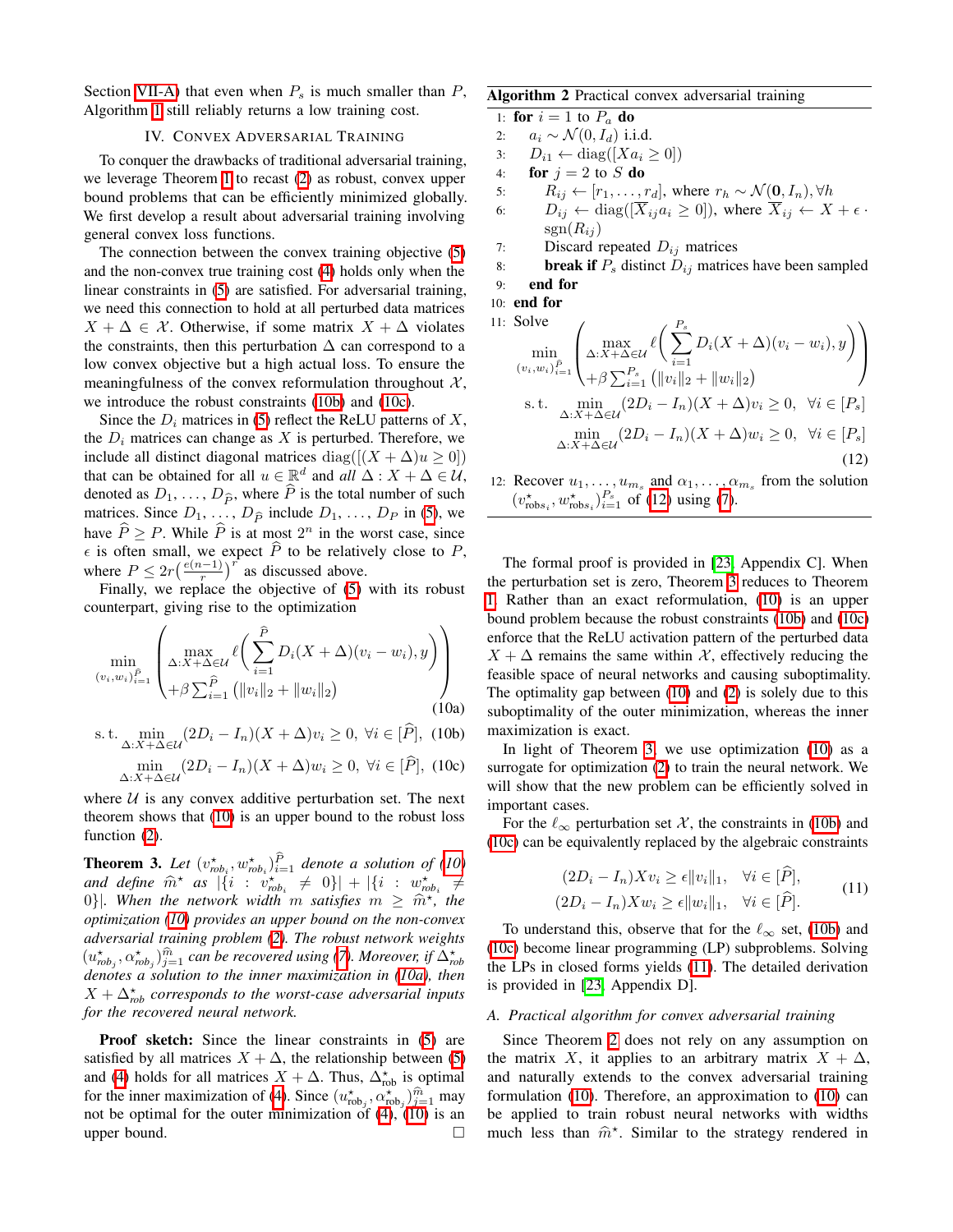Section VII-A) that even when $P_s$ is much smaller than $P$, Algorithm 1 still reliably returns a low training cost.

## IV. Convex Adversarial Training

To conquer the drawbacks of traditional adversarial training, we leverage Theorem 1 to recast (2) as robust, convex upper bound problems that can be efficiently minimized globally. We first develop a result about adversarial training involving general convex loss functions.

The connection between the convex training objective (5) and the non-convex true training cost (4) holds only when the linear constraints in (5) are satisfied. For adversarial training, we need this connection to hold at all perturbed data matrices $X + \Delta \in \mathcal{X}$. Otherwise, if some matrix $X + \Delta$ violates the constraints, then this perturbation $\Delta$ can correspond to a low convex objective but a high actual loss. To ensure the meaningfulness of the convex reformulation throughout $\mathcal{X}$, we introduce the robust constraints (10b) and (10c).

Since the $D_i$ matrices in (5) reflect the ReLU patterns of $X$, the $D_i$ matrices can change as $X$ is perturbed. Therefore, we include all distinct diagonal matrices $\text{diag}([(X+\Delta)u \geq 0])$ that can be obtained for all $u \in \mathbb{R}^d$ and *all* $\Delta : X + \Delta \in \mathcal{U}$, denoted as $D_1, \ldots, D_{\widehat{P}}$, where $\widehat{P}$ is the total number of such matrices. Since $D_1, \ldots, D_{\widehat{P}}$ include $D_1, \ldots, D_P$ in (5), we have $\widehat{P} \geq P$. While $\widehat{P}$ is at most $2^n$ in the worst case, since $\epsilon$ is often small, we expect $\widehat{P}$ to be relatively close to $P$, where $P \leq 2r\left(\frac{e(n-1)}{r}\right)^r$ as discussed above.

Finally, we replace the objective of (5) with its robust counterpart, giving rise to the optimization

$$\min_{(v_i,w_i)_{i=1}^{\widehat{P}}} \left( \begin{array}{l} \max\limits_{\Delta: X+\Delta \in \mathcal{U}} \ell\left(\sum_{i=1}^{\widehat{P}} D_i(X+\Delta)(v_i - w_i), y\right) \\ +\beta \sum_{i=1}^{\widehat{P}} \left(\|v_i\|_2 + \|w_i\|_2\right) \end{array} \right) \tag{10a}$$

$$\text{s.t.} \min_{\Delta: X+\Delta \in \mathcal{U}} (2D_i - I_n)(X+\Delta)v_i \geq 0, \ \forall i \in [\widehat{P}], \tag{10b}$$

$$\min_{\Delta: X+\Delta \in \mathcal{U}} (2D_i - I_n)(X+\Delta)w_i \geq 0, \ \forall i \in [\widehat{P}], \tag{10c}$$

where $\mathcal{U}$ is any convex additive perturbation set. The next theorem shows that (10) is an upper bound to the robust loss function (2).

**Theorem 3.** *Let $(v^\star_{rob_i}, w^\star_{rob_i})_{i=1}^{\widehat{P}}$ denote a solution of (10) and define $\widehat{m}^\star$ as $|\{i : v^\star_{rob_i} \neq 0\}| + |\{i : w^\star_{rob_i} \neq 0\}|$. When the network width $m$ satisfies $m \geq \widehat{m}^\star$, the optimization (10) provides an upper bound on the non-convex adversarial training problem (2). The robust network weights $(u^\star_{rob_j}, \alpha^\star_{rob_j})_{j=1}^{\widehat{m}}$ can be recovered using (7). Moreover, if $\Delta^\star_{rob}$ denotes a solution to the inner maximization in (10a), then $X + \Delta^\star_{rob}$ corresponds to the worst-case adversarial inputs for the recovered neural network.*

**Proof sketch:** Since the linear constraints in (5) are satisfied by all matrices $X + \Delta$, the relationship between (5) and (4) holds for all matrices $X + \Delta$. Thus, $\Delta^\star_{\text{rob}}$ is optimal for the inner maximization of (4). Since $(u^\star_{\text{rob}_j}, \alpha^\star_{\text{rob}_j})_{j=1}^{\widehat{m}}$ may not be optimal for the outer minimization of (4), (10) is an upper bound. □

---

**Algorithm 2** Practical convex adversarial training

1: **for** $i = 1$ to $P_a$ **do**
2: $\quad a_i \sim \mathcal{N}(0, I_d)$ i.i.d.
3: $\quad D_{i1} \leftarrow \text{diag}([Xa_i \geq 0])$
4: $\quad$**for** $j = 2$ to $S$ **do**
5: $\quad\quad R_{ij} \leftarrow [r_1, \ldots, r_d]$, where $r_h \sim \mathcal{N}(\mathbf{0}, I_n), \forall h$
6: $\quad\quad D_{ij} \leftarrow \text{diag}([\overline{X}_{ij} a_i \geq 0])$, where $\overline{X}_{ij} \leftarrow X + \epsilon \cdot \text{sgn}(R_{ij})$
7: $\quad\quad$Discard repeated $D_{ij}$ matrices
8: $\quad\quad$**break if** $P_s$ distinct $D_{ij}$ matrices have been sampled
9: $\quad$**end for**
10: **end for**
11: Solve

$$\min_{(v_i,w_i)_{i=1}^{P_s}} \left( \begin{array}{l} \max\limits_{\Delta: X+\Delta \in \mathcal{U}} \ell\left(\sum_{i=1}^{P_s} D_i(X+\Delta)(v_i - w_i), y\right) \\ +\beta \sum_{i=1}^{P_s} \left(\|v_i\|_2 + \|w_i\|_2\right) \end{array} \right)$$

$$\text{s.t.} \min_{\Delta: X+\Delta \in \mathcal{U}} (2D_i - I_n)(X+\Delta)v_i \geq 0, \ \forall i \in [P_s]$$

$$\min_{\Delta: X+\Delta \in \mathcal{U}} (2D_i - I_n)(X+\Delta)w_i \geq 0, \ \forall i \in [P_s] \tag{12}$$

12: Recover $u_1, \ldots, u_{m_s}$ and $\alpha_1, \ldots, \alpha_{m_s}$ from the solution $(v^\star_{\text{robs}_i}, w^\star_{\text{robs}_i})_{i=1}^{P_s}$ of (12) using (7).

---

The formal proof is provided in [23, Appendix C]. When the perturbation set is zero, Theorem 3 reduces to Theorem 1. Rather than an exact reformulation, (10) is an upper bound problem because the robust constraints (10b) and (10c) enforce that the ReLU activation pattern of the perturbed data $X + \Delta$ remains the same within $\mathcal{X}$, effectively reducing the feasible space of neural networks and causing suboptimality. The optimality gap between (10) and (2) is solely due to this suboptimality of the outer minimization, whereas the inner maximization is exact.

In light of Theorem 3, we use optimization (10) as a surrogate for optimization (2) to train the neural network. We will show that the new problem can be efficiently solved in important cases.

For the $\ell_\infty$ perturbation set $\mathcal{X}$, the constraints in (10b) and (10c) can be equivalently replaced by the algebraic constraints

$$\begin{aligned} (2D_i - I_n)Xv_i &\geq \epsilon\|v_i\|_1, \quad \forall i \in [\widehat{P}], \\ (2D_i - I_n)Xw_i &\geq \epsilon\|w_i\|_1, \quad \forall i \in [\widehat{P}]. \end{aligned} \tag{11}$$

To understand this, observe that for the $\ell_\infty$ set, (10b) and (10c) become linear programming (LP) subproblems. Solving the LPs in closed forms yields (11). The detailed derivation is provided in [23, Appendix D].

### A. Practical algorithm for convex adversarial training

Since Theorem 2 does not rely on any assumption on the matrix $X$, it applies to an arbitrary matrix $X + \Delta$, and naturally extends to the convex adversarial training formulation (10). Therefore, an approximation to (10) can be applied to train robust neural networks with widths much less than $\widehat{m}^\star$. Similar to the strategy rendered in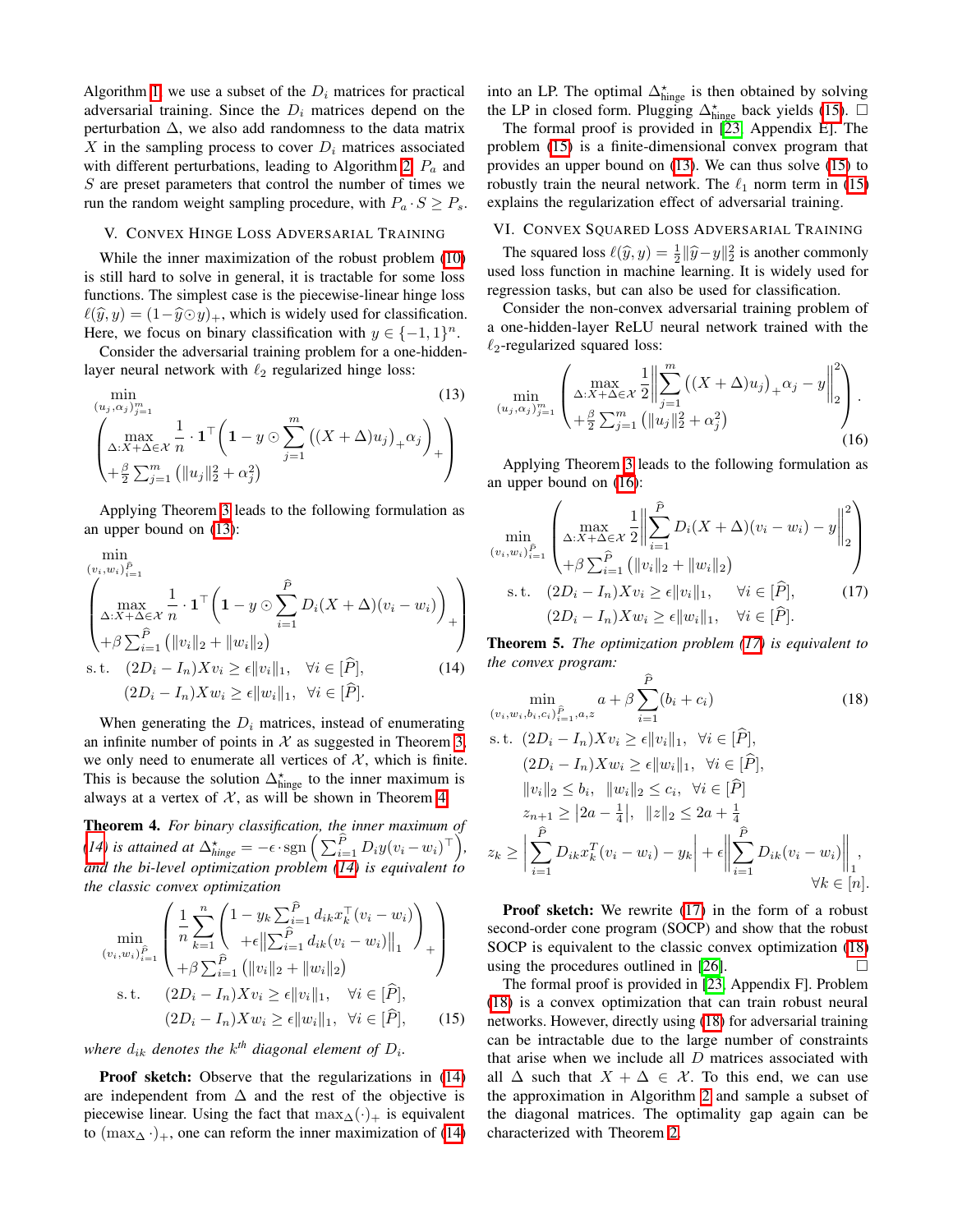Algorithm 1, we use a subset of the $D_i$ matrices for practical adversarial training. Since the $D_i$ matrices depend on the perturbation $\Delta$, we also add randomness to the data matrix $X$ in the sampling process to cover $D_i$ matrices associated with different perturbations, leading to Algorithm 2. $P_a$ and $S$ are preset parameters that control the number of times we run the random weight sampling procedure, with $P_a \cdot S \geq P_s$.

## V. Convex Hinge Loss Adversarial Training

While the inner maximization of the robust problem (10) is still hard to solve in general, it is tractable for some loss functions. The simplest case is the piecewise-linear hinge loss $\ell(\widehat{y}, y) = (1 - \widehat{y} \odot y)_+$, which is widely used for classification. Here, we focus on binary classification with $y \in \{-1, 1\}^n$.

Consider the adversarial training problem for a one-hidden-layer neural network with $\ell_2$ regularized hinge loss:

$$\min_{(u_j, \alpha_j)_{j=1}^m} \left( \begin{array}{l} \max\limits_{\Delta: X+\Delta \in \mathcal{X}} \dfrac{1}{n} \cdot \mathbf{1}^\top \left( \mathbf{1} - y \odot \displaystyle\sum_{j=1}^m \left( (X+\Delta) u_j \right)_+ \alpha_j \right)_+ \\ + \frac{\beta}{2} \sum_{j=1}^m \left( \|u_j\|_2^2 + \alpha_j^2 \right) \end{array} \right) \tag{13}$$

Applying Theorem 3 leads to the following formulation as an upper bound on (13):

$$\begin{aligned} \min_{(v_i, w_i)_{i=1}^{\widehat{P}}} & \left( \begin{array}{l} \max\limits_{\Delta: X+\Delta \in \mathcal{X}} \dfrac{1}{n} \cdot \mathbf{1}^\top \left( \mathbf{1} - y \odot \displaystyle\sum_{i=1}^{\widehat{P}} D_i (X+\Delta)(v_i - w_i) \right)_+ \\ + \beta \sum_{i=1}^{\widehat{P}} \left( \|v_i\|_2 + \|w_i\|_2 \right) \end{array} \right) \\ \text{s.t.} \quad & (2D_i - I_n) X v_i \geq \epsilon \|v_i\|_1, \quad \forall i \in [\widehat{P}], \\ & (2D_i - I_n) X w_i \geq \epsilon \|w_i\|_1, \quad \forall i \in [\widehat{P}]. \end{aligned} \tag{14}$$

When generating the $D_i$ matrices, instead of enumerating an infinite number of points in $\mathcal{X}$ as suggested in Theorem 3, we only need to enumerate all vertices of $\mathcal{X}$, which is finite. This is because the solution $\Delta^\star_{\text{hinge}}$ to the inner maximum is always at a vertex of $\mathcal{X}$, as will be shown in Theorem 4.

**Theorem 4.** *For binary classification, the inner maximum of (14) is attained at $\Delta^\star_{hinge} = -\epsilon \cdot \operatorname{sgn}\left( \sum_{i=1}^{\widehat{P}} D_i y (v_i - w_i)^\top \right)$, and the bi-level optimization problem (14) is equivalent to the classic convex optimization*

$$\begin{aligned} \min_{(v_i, w_i)_{i=1}^{\widehat{P}}} & \left( \begin{array}{l} \dfrac{1}{n} \displaystyle\sum_{k=1}^n \left( \begin{array}{l} 1 - y_k \sum_{i=1}^{\widehat{P}} d_{ik} x_k^\top (v_i - w_i) \\ + \epsilon \left\| \sum_{i=1}^{\widehat{P}} d_{ik} (v_i - w_i) \right\|_1 \end{array} \right)_+ \\ + \beta \sum_{i=1}^{\widehat{P}} \left( \|v_i\|_2 + \|w_i\|_2 \right) \end{array} \right) \\ \text{s.t.} \quad & (2D_i - I_n) X v_i \geq \epsilon \|v_i\|_1, \quad \forall i \in [\widehat{P}], \\ & (2D_i - I_n) X w_i \geq \epsilon \|w_i\|_1, \quad \forall i \in [\widehat{P}], \end{aligned} \tag{15}$$

*where $d_{ik}$ denotes the $k^{th}$ diagonal element of $D_i$.*

**Proof sketch:** Observe that the regularizations in (14) are independent from $\Delta$ and the rest of the objective is piecewise linear. Using the fact that $\max_\Delta (\cdot)_+$ is equivalent to $(\max_\Delta \cdot)_+$, one can reform the inner maximization of (14) into an LP. The optimal $\Delta^\star_{\text{hinge}}$ is then obtained by solving the LP in closed form. Plugging $\Delta^\star_{\text{hinge}}$ back yields (15). □

The formal proof is provided in [23, Appendix E]. The problem (15) is a finite-dimensional convex program that provides an upper bound on (13). We can thus solve (15) to robustly train the neural network. The $\ell_1$ norm term in (15) explains the regularization effect of adversarial training.

## VI. Convex Squared Loss Adversarial Training

The squared loss $\ell(\widehat{y}, y) = \frac{1}{2}\|\widehat{y} - y\|_2^2$ is another commonly used loss function in machine learning. It is widely used for regression tasks, but can also be used for classification.

Consider the non-convex adversarial training problem of a one-hidden-layer ReLU neural network trained with the $\ell_2$-regularized squared loss:

$$\min_{(u_j, \alpha_j)_{j=1}^m} \left( \begin{array}{l} \max\limits_{\Delta: X+\Delta \in \mathcal{X}} \dfrac{1}{2} \left\| \displaystyle\sum_{j=1}^m \left( (X+\Delta) u_j \right)_+ \alpha_j - y \right\|_2^2 \\ + \frac{\beta}{2} \sum_{j=1}^m \left( \|u_j\|_2^2 + \alpha_j^2 \right) \end{array} \right). \tag{16}$$

Applying Theorem 3 leads to the following formulation as an upper bound on (16):

$$\begin{aligned} \min_{(v_i, w_i)_{i=1}^{\widehat{P}}} & \left( \begin{array}{l} \max\limits_{\Delta: X+\Delta \in \mathcal{X}} \dfrac{1}{2} \left\| \displaystyle\sum_{i=1}^{\widehat{P}} D_i (X+\Delta)(v_i - w_i) - y \right\|_2^2 \\ + \beta \sum_{i=1}^{\widehat{P}} \left( \|v_i\|_2 + \|w_i\|_2 \right) \end{array} \right) \\ \text{s.t.} \quad & (2D_i - I_n) X v_i \geq \epsilon \|v_i\|_1, \quad \forall i \in [\widehat{P}], \\ & (2D_i - I_n) X w_i \geq \epsilon \|w_i\|_1, \quad \forall i \in [\widehat{P}]. \end{aligned} \tag{17}$$

**Theorem 5.** *The optimization problem (17) is equivalent to the convex program:*

$$\begin{aligned} \min_{(v_i, w_i, b_i, c_i)_{i=1}^{\widehat{P}}, a, z} \quad & a + \beta \sum_{i=1}^{\widehat{P}} (b_i + c_i) \\ \text{s.t.} \quad & (2D_i - I_n) X v_i \geq \epsilon \|v_i\|_1, \quad \forall i \in [\widehat{P}], \\ & (2D_i - I_n) X w_i \geq \epsilon \|w_i\|_1, \quad \forall i \in [\widehat{P}], \\ & \|v_i\|_2 \leq b_i, \quad \|w_i\|_2 \leq c_i, \quad \forall i \in [\widehat{P}] \\ & z_{n+1} \geq \left| 2a - \tfrac{1}{4} \right|, \quad \|z\|_2 \leq 2a + \tfrac{1}{4} \\ z_k \geq & \left| \sum_{i=1}^{\widehat{P}} D_{ik} x_k^T (v_i - w_i) - y_k \right| + \epsilon \left\| \sum_{i=1}^{\widehat{P}} D_{ik} (v_i - w_i) \right\|_1, \\ & \forall k \in [n]. \end{aligned} \tag{18}$$

**Proof sketch:** We rewrite (17) in the form of a robust second-order cone program (SOCP) and show that the robust SOCP is equivalent to the classic convex optimization (18) using the procedures outlined in [26]. □

The formal proof is provided in [23, Appendix F]. Problem (18) is a convex optimization that can train robust neural networks. However, directly using (18) for adversarial training can be intractable due to the large number of constraints that arise when we include all $D$ matrices associated with all $\Delta$ such that $X + \Delta \in \mathcal{X}$. To this end, we can use the approximation in Algorithm 2 and sample a subset of the diagonal matrices. The optimality gap again can be characterized with Theorem 2.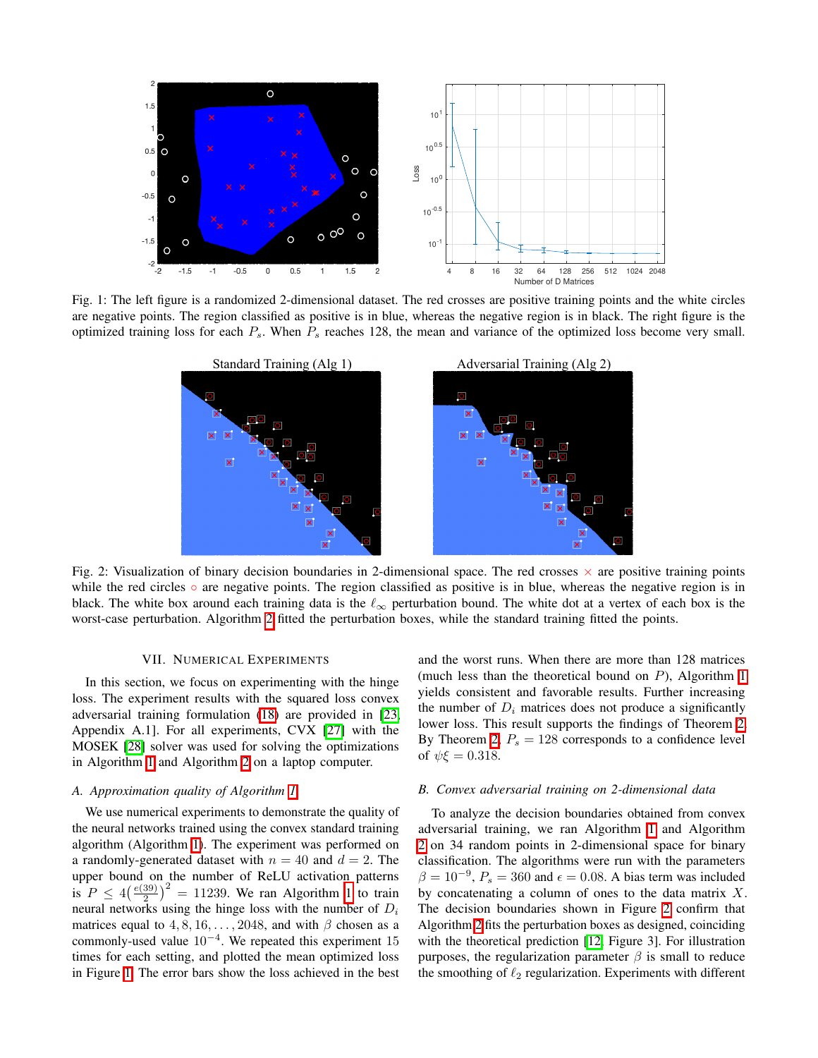Fig. 1: The left figure is a randomized 2-dimensional dataset. The red crosses are positive training points and the white circles are negative points. The region classified as positive is in blue, whereas the negative region is in black. The right figure is the optimized training loss for each $P_s$. When $P_s$ reaches 128, the mean and variance of the optimized loss become very small.

Fig. 2: Visualization of binary decision boundaries in 2-dimensional space. The red crosses $\times$ are positive training points while the red circles $\circ$ are negative points. The region classified as positive is in blue, whereas the negative region is in black. The white box around each training data is the $\ell_\infty$ perturbation bound. The white dot at a vertex of each box is the worst-case perturbation. Algorithm 2 fitted the perturbation boxes, while the standard training fitted the points.

## VII. Numerical Experiments

In this section, we focus on experimenting with the hinge loss. The experiment results with the squared loss convex adversarial training formulation (18) are provided in [23, Appendix A.1]. For all experiments, CVX [27] with the MOSEK [28] solver was used for solving the optimizations in Algorithm 1 and Algorithm 2 on a laptop computer.

### A. Approximation quality of Algorithm 1

We use numerical experiments to demonstrate the quality of the neural networks trained using the convex standard training algorithm (Algorithm 1). The experiment was performed on a randomly-generated dataset with $n = 40$ and $d = 2$. The upper bound on the number of ReLU activation patterns is $P \leq 4\left(\frac{e(39)}{2}\right)^2 = 11239$. We ran Algorithm 1 to train neural networks using the hinge loss with the number of $D_i$ matrices equal to $4, 8, 16, \ldots, 2048$, and with $\beta$ chosen as a commonly-used value $10^{-4}$. We repeated this experiment 15 times for each setting, and plotted the mean optimized loss in Figure 1. The error bars show the loss achieved in the best and the worst runs. When there are more than 128 matrices (much less than the theoretical bound on $P$), Algorithm 1 yields consistent and favorable results. Further increasing the number of $D_i$ matrices does not produce a significantly lower loss. This result supports the findings of Theorem 2. By Theorem 2, $P_s = 128$ corresponds to a confidence level of $\psi\xi = 0.318$.

### B. Convex adversarial training on 2-dimensional data

To analyze the decision boundaries obtained from convex adversarial training, we ran Algorithm 1 and Algorithm 2 on 34 random points in 2-dimensional space for binary classification. The algorithms were run with the parameters $\beta = 10^{-9}$, $P_s = 360$ and $\epsilon = 0.08$. A bias term was included by concatenating a column of ones to the data matrix $X$. The decision boundaries shown in Figure 2 confirm that Algorithm 2 fits the perturbation boxes as designed, coinciding with the theoretical prediction [12, Figure 3]. For illustration purposes, the regularization parameter $\beta$ is small to reduce the smoothing of $\ell_2$ regularization. Experiments with different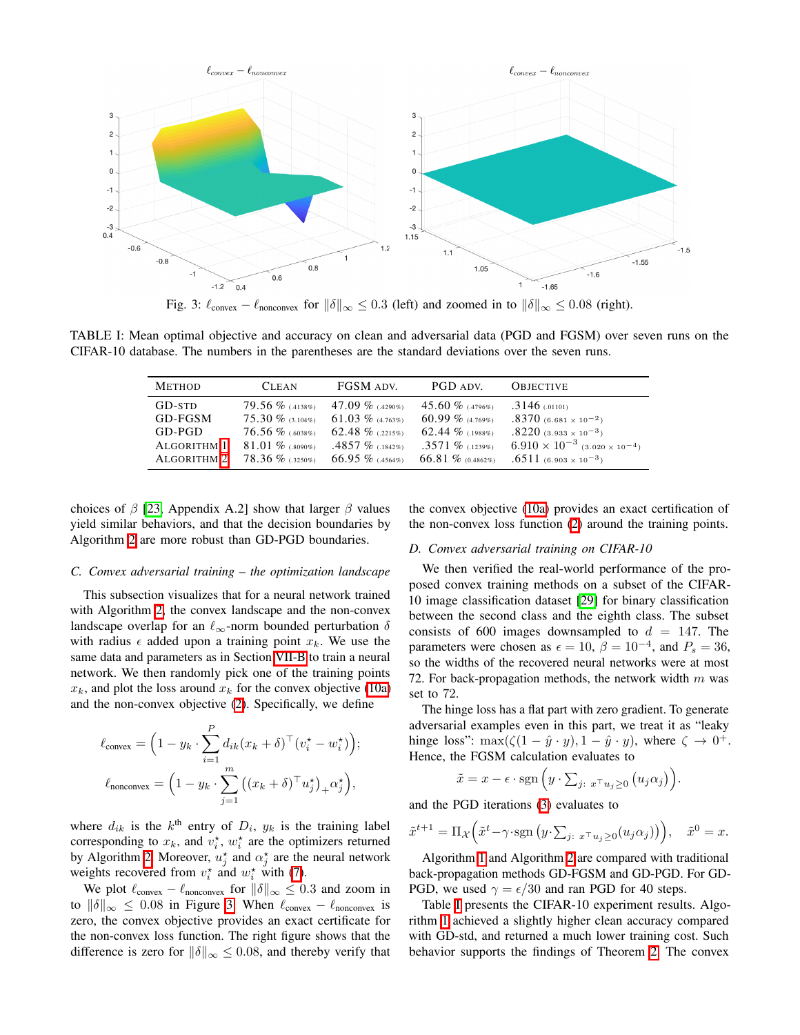Fig. 3: $\ell_{\text{convex}} - \ell_{\text{nonconvex}}$ for $\|\delta\|_\infty \leq 0.3$ (left) and zoomed in to $\|\delta\|_\infty \leq 0.08$ (right).

TABLE I: Mean optimal objective and accuracy on clean and adversarial data (PGD and FGSM) over seven runs on the CIFAR-10 database. The numbers in the parentheses are the standard deviations over the seven runs.

| Method | Clean | FGSM adv. | PGD adv. | Objective |
|---|---|---|---|---|
| GD-std | 79.56 % (.4138%) | 47.09 % (.4290%) | 45.60 % (.4796%) | .3146 (.01101) |
| GD-FGSM | 75.30 % (3.104%) | 61.03 % (4.763%) | 60.99 % (4.769%) | .8370 ($6.681 \times 10^{-2}$) |
| GD-PGD | 76.56 % (.6038%) | 62.48 % (.2215%) | 62.44 % (.1988%) | .8220 ($3.933 \times 10^{-3}$) |
| Algorithm 1 | 81.01 % (.8090%) | .4857 % (.1842%) | .3571 % (.1239%) | $6.910 \times 10^{-3}$ ($3.020 \times 10^{-4}$) |
| Algorithm 2 | 78.36 % (.3250%) | 66.95 % (.4564%) | 66.81 % (0.4862%) | .6511 ($6.903 \times 10^{-3}$) |

choices of $\beta$ [23, Appendix A.2] show that larger $\beta$ values yield similar behaviors, and that the decision boundaries by Algorithm 2 are more robust than GD-PGD boundaries.

### C. Convex adversarial training – the optimization landscape

This subsection visualizes that for a neural network trained with Algorithm 2, the convex landscape and the non-convex landscape overlap for an $\ell_\infty$-norm bounded perturbation $\delta$ with radius $\epsilon$ added upon a training point $x_k$. We use the same data and parameters as in Section VII-B to train a neural network. We then randomly pick one of the training points $x_k$, and plot the loss around $x_k$ for the convex objective (10a) and the non-convex objective (2). Specifically, we define

$$\ell_{\text{convex}} = \Big(1 - y_k \cdot \sum_{i=1}^{P} d_{ik}(x_k + \delta)^\top (v_i^\star - w_i^\star)\Big);$$

$$\ell_{\text{nonconvex}} = \Big(1 - y_k \cdot \sum_{j=1}^{m} \big((x_k + \delta)^\top u_j^\star\big)_+ \alpha_j^\star\Big),$$

where $d_{ik}$ is the $k^{\text{th}}$ entry of $D_i$, $y_k$ is the training label corresponding to $x_k$, and $v_i^\star$, $w_i^\star$ are the optimizers returned by Algorithm 2. Moreover, $u_j^\star$ and $\alpha_j^\star$ are the neural network weights recovered from $v_i^\star$ and $w_i^\star$ with (7).

We plot $\ell_{\text{convex}} - \ell_{\text{nonconvex}}$ for $\|\delta\|_\infty \leq 0.3$ and zoom in to $\|\delta\|_\infty \leq 0.08$ in Figure 3. When $\ell_{\text{convex}} - \ell_{\text{nonconvex}}$ is zero, the convex objective provides an exact certificate for the non-convex loss function. The right figure shows that the difference is zero for $\|\delta\|_\infty \leq 0.08$, and thereby verify that the convex objective (10a) provides an exact certification of the non-convex loss function (2) around the training points.

### D. Convex adversarial training on CIFAR-10

We then verified the real-world performance of the proposed convex training methods on a subset of the CIFAR-10 image classification dataset [29] for binary classification between the second class and the eighth class. The subset consists of 600 images downsampled to $d = 147$. The parameters were chosen as $\epsilon = 10$, $\beta = 10^{-4}$, and $P_s = 36$, so the widths of the recovered neural networks were at most 72. For back-propagation methods, the network width $m$ was set to 72.

The hinge loss has a flat part with zero gradient. To generate adversarial examples even in this part, we treat it as "leaky hinge loss": $\max(\zeta(1 - \hat{y} \cdot y), 1 - \hat{y} \cdot y)$, where $\zeta \to 0^+$. Hence, the FGSM calculation evaluates to

$$\tilde{x} = x - \epsilon \cdot \operatorname{sgn}\Big(y \cdot \textstyle\sum_{j:\ x^\top u_j \geq 0} (u_j \alpha_j)\Big).$$

and the PGD iterations (3) evaluates to

$$\tilde{x}^{t+1} = \Pi_{\mathcal{X}}\Big(\tilde{x}^t - \gamma \cdot \operatorname{sgn}\big(y \cdot \textstyle\sum_{j:\ x^\top u_j \geq 0} (u_j \alpha_j)\big)\Big), \quad \tilde{x}^0 = x.$$

Algorithm 1 and Algorithm 2 are compared with traditional back-propagation methods GD-FGSM and GD-PGD. For GD-PGD, we used $\gamma = \epsilon/30$ and ran PGD for 40 steps.

Table I presents the CIFAR-10 experiment results. Algorithm 1 achieved a slightly higher clean accuracy compared with GD-std, and returned a much lower training cost. Such behavior supports the findings of Theorem 2. The convex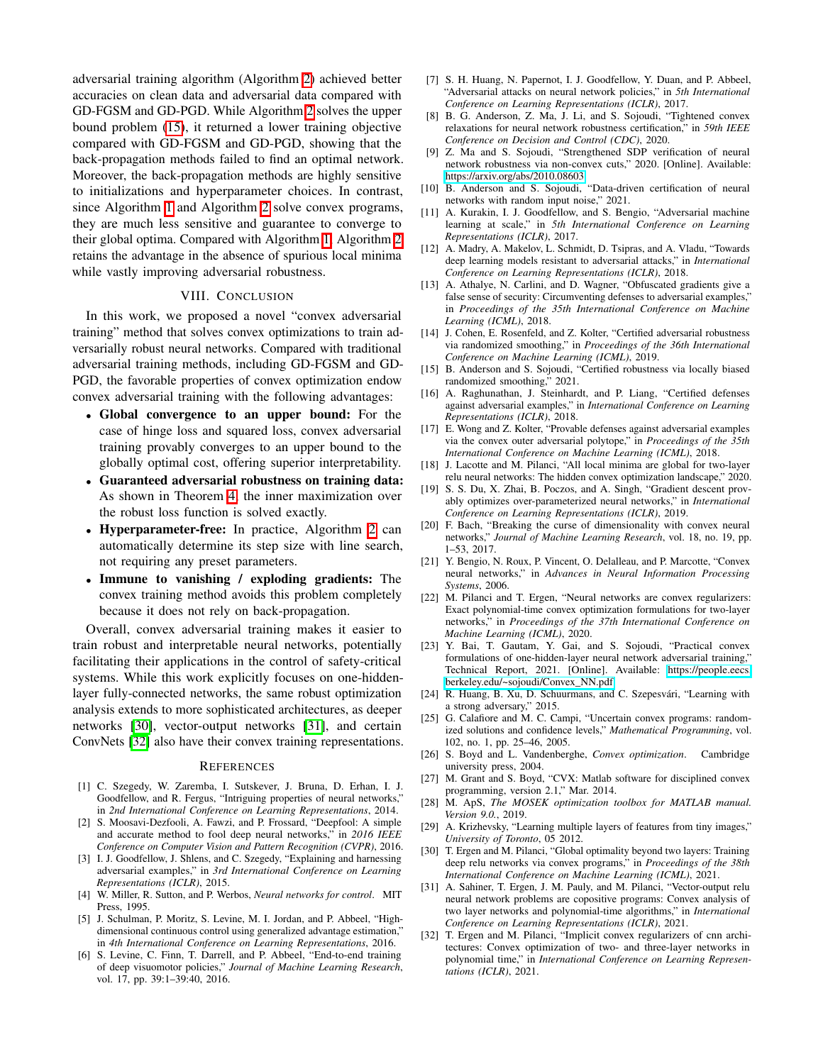adversarial training algorithm (Algorithm 2) achieved better accuracies on clean data and adversarial data compared with GD-FGSM and GD-PGD. While Algorithm 2 solves the upper bound problem (15), it returned a lower training objective compared with GD-FGSM and GD-PGD, showing that the back-propagation methods failed to find an optimal network. Moreover, the back-propagation methods are highly sensitive to initializations and hyperparameter choices. In contrast, since Algorithm 1 and Algorithm 2 solve convex programs, they are much less sensitive and guarantee to converge to their global optima. Compared with Algorithm 1, Algorithm 2 retains the advantage in the absence of spurious local minima while vastly improving adversarial robustness.

## VIII. Conclusion

In this work, we proposed a novel "convex adversarial training" method that solves convex optimizations to train adversarially robust neural networks. Compared with traditional adversarial training methods, including GD-FGSM and GD-PGD, the favorable properties of convex optimization endow convex adversarial training with the following advantages:

- **Global convergence to an upper bound:** For the case of hinge loss and squared loss, convex adversarial training provably converges to an upper bound to the globally optimal cost, offering superior interpretability.
- **Guaranteed adversarial robustness on training data:** As shown in Theorem 4, the inner maximization over the robust loss function is solved exactly.
- **Hyperparameter-free:** In practice, Algorithm 2 can automatically determine its step size with line search, not requiring any preset parameters.
- **Immune to vanishing / exploding gradients:** The convex training method avoids this problem completely because it does not rely on back-propagation.

Overall, convex adversarial training makes it easier to train robust and interpretable neural networks, potentially facilitating their applications in the control of safety-critical systems. While this work explicitly focuses on one-hidden-layer fully-connected networks, the same robust optimization analysis extends to more sophisticated architectures, as deeper networks [30], vector-output networks [31], and certain ConvNets [32] also have their convex training representations.

## References

[1] C. Szegedy, W. Zaremba, I. Sutskever, J. Bruna, D. Erhan, I. J. Goodfellow, and R. Fergus, "Intriguing properties of neural networks," in *2nd International Conference on Learning Representations*, 2014.

[2] S. Moosavi-Dezfooli, A. Fawzi, and P. Frossard, "Deepfool: A simple and accurate method to fool deep neural networks," in *2016 IEEE Conference on Computer Vision and Pattern Recognition (CVPR)*, 2016.

[3] I. J. Goodfellow, J. Shlens, and C. Szegedy, "Explaining and harnessing adversarial examples," in *3rd International Conference on Learning Representations (ICLR)*, 2015.

[4] W. Miller, R. Sutton, and P. Werbos, *Neural networks for control*. MIT Press, 1995.

[5] J. Schulman, P. Moritz, S. Levine, M. I. Jordan, and P. Abbeel, "High-dimensional continuous control using generalized advantage estimation," in *4th International Conference on Learning Representations*, 2016.

[6] S. Levine, C. Finn, T. Darrell, and P. Abbeel, "End-to-end training of deep visuomotor policies," *Journal of Machine Learning Research*, vol. 17, pp. 39:1–39:40, 2016.

[7] S. H. Huang, N. Papernot, I. J. Goodfellow, Y. Duan, and P. Abbeel, "Adversarial attacks on neural network policies," in *5th International Conference on Learning Representations (ICLR)*, 2017.

[8] B. G. Anderson, Z. Ma, J. Li, and S. Sojoudi, "Tightened convex relaxations for neural network robustness certification," in *59th IEEE Conference on Decision and Control (CDC)*, 2020.

[9] Z. Ma and S. Sojoudi, "Strengthened SDP verification of neural network robustness via non-convex cuts," 2020. [Online]. Available: https://arxiv.org/abs/2010.08603

[10] B. Anderson and S. Sojoudi, "Data-driven certification of neural networks with random input noise," 2021.

[11] A. Kurakin, I. J. Goodfellow, and S. Bengio, "Adversarial machine learning at scale," in *5th International Conference on Learning Representations (ICLR)*, 2017.

[12] A. Madry, A. Makelov, L. Schmidt, D. Tsipras, and A. Vladu, "Towards deep learning models resistant to adversarial attacks," in *International Conference on Learning Representations (ICLR)*, 2018.

[13] A. Athalye, N. Carlini, and D. Wagner, "Obfuscated gradients give a false sense of security: Circumventing defenses to adversarial examples," in *Proceedings of the 35th International Conference on Machine Learning (ICML)*, 2018.

[14] J. Cohen, E. Rosenfeld, and Z. Kolter, "Certified adversarial robustness via randomized smoothing," in *Proceedings of the 36th International Conference on Machine Learning (ICML)*, 2019.

[15] B. Anderson and S. Sojoudi, "Certified robustness via locally biased randomized smoothing," 2021.

[16] A. Raghunathan, J. Steinhardt, and P. Liang, "Certified defenses against adversarial examples," in *International Conference on Learning Representations (ICLR)*, 2018.

[17] E. Wong and Z. Kolter, "Provable defenses against adversarial examples via the convex outer adversarial polytope," in *Proceedings of the 35th International Conference on Machine Learning (ICML)*, 2018.

[18] J. Lacotte and M. Pilanci, "All local minima are global for two-layer relu neural networks: The hidden convex optimization landscape," 2020.

[19] S. S. Du, X. Zhai, B. Poczos, and A. Singh, "Gradient descent provably optimizes over-parameterized neural networks," in *International Conference on Learning Representations (ICLR)*, 2019.

[20] F. Bach, "Breaking the curse of dimensionality with convex neural networks," *Journal of Machine Learning Research*, vol. 18, no. 19, pp. 1–53, 2017.

[21] Y. Bengio, N. Roux, P. Vincent, O. Delalleau, and P. Marcotte, "Convex neural networks," in *Advances in Neural Information Processing Systems*, 2006.

[22] M. Pilanci and T. Ergen, "Neural networks are convex regularizers: Exact polynomial-time convex optimization formulations for two-layer networks," in *Proceedings of the 37th International Conference on Machine Learning (ICML)*, 2020.

[23] Y. Bai, T. Gautam, Y. Gai, and S. Sojoudi, "Practical convex formulations of one-hidden-layer neural network adversarial training," Technical Report, 2021. [Online]. Available: https://people.eecs.berkeley.edu/~sojoudi/Convex_NN.pdf

[24] R. Huang, B. Xu, D. Schuurmans, and C. Szepesvári, "Learning with a strong adversary," 2015.

[25] G. Calafiore and M. C. Campi, "Uncertain convex programs: randomized solutions and confidence levels," *Mathematical Programming*, vol. 102, no. 1, pp. 25–46, 2005.

[26] S. Boyd and L. Vandenberghe, *Convex optimization*. Cambridge university press, 2004.

[27] M. Grant and S. Boyd, "CVX: Matlab software for disciplined convex programming, version 2.1," Mar. 2014.

[28] M. ApS, *The MOSEK optimization toolbox for MATLAB manual. Version 9.0.*, 2019.

[29] A. Krizhevsky, "Learning multiple layers of features from tiny images," *University of Toronto*, 05 2012.

[30] T. Ergen and M. Pilanci, "Global optimality beyond two layers: Training deep relu networks via convex programs," in *Proceedings of the 38th International Conference on Machine Learning (ICML)*, 2021.

[31] A. Sahiner, T. Ergen, J. M. Pauly, and M. Pilanci, "Vector-output relu neural network problems are copositive programs: Convex analysis of two layer networks and polynomial-time algorithms," in *International Conference on Learning Representations (ICLR)*, 2021.

[32] T. Ergen and M. Pilanci, "Implicit convex regularizers of cnn architectures: Convex optimization of two- and three-layer networks in polynomial time," in *International Conference on Learning Representations (ICLR)*, 2021.